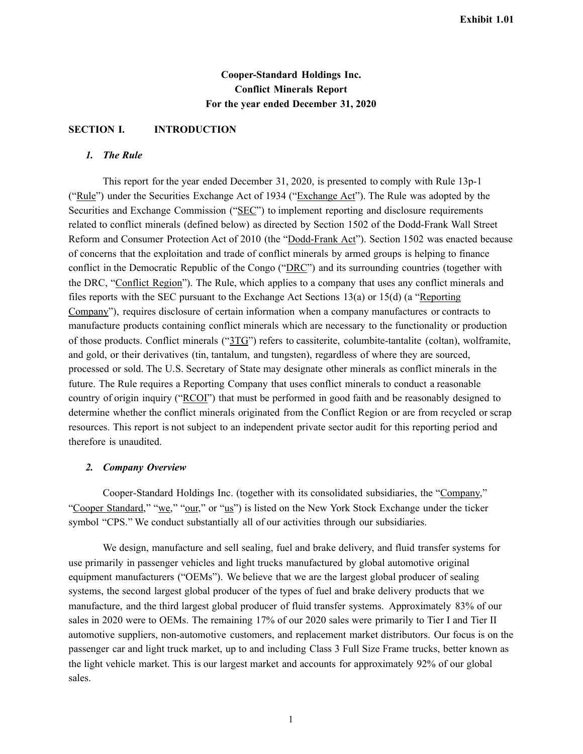Exhibit 1.01

# Cooper-Standard Holdings Inc.
# Conflict Minerals Report
# For the year ended December 31, 2020

## SECTION I. INTRODUCTION

### *1. The Rule*

This report for the year ended December 31, 2020, is presented to comply with Rule 13p-1 ("Rule") under the Securities Exchange Act of 1934 ("Exchange Act"). The Rule was adopted by the Securities and Exchange Commission ("SEC") to implement reporting and disclosure requirements related to conflict minerals (defined below) as directed by Section 1502 of the Dodd-Frank Wall Street Reform and Consumer Protection Act of 2010 (the "Dodd-Frank Act"). Section 1502 was enacted because of concerns that the exploitation and trade of conflict minerals by armed groups is helping to finance conflict in the Democratic Republic of the Congo ("DRC") and its surrounding countries (together with the DRC, "Conflict Region"). The Rule, which applies to a company that uses any conflict minerals and files reports with the SEC pursuant to the Exchange Act Sections 13(a) or 15(d) (a "Reporting Company"), requires disclosure of certain information when a company manufactures or contracts to manufacture products containing conflict minerals which are necessary to the functionality or production of those products. Conflict minerals ("3TG") refers to cassiterite, columbite-tantalite (coltan), wolframite, and gold, or their derivatives (tin, tantalum, and tungsten), regardless of where they are sourced, processed or sold. The U.S. Secretary of State may designate other minerals as conflict minerals in the future. The Rule requires a Reporting Company that uses conflict minerals to conduct a reasonable country of origin inquiry ("RCOI") that must be performed in good faith and be reasonably designed to determine whether the conflict minerals originated from the Conflict Region or are from recycled or scrap resources. This report is not subject to an independent private sector audit for this reporting period and therefore is unaudited.

### *2. Company Overview*

Cooper-Standard Holdings Inc. (together with its consolidated subsidiaries, the "Company," "Cooper Standard," "we," "our," or "us") is listed on the New York Stock Exchange under the ticker symbol "CPS." We conduct substantially all of our activities through our subsidiaries.

We design, manufacture and sell sealing, fuel and brake delivery, and fluid transfer systems for use primarily in passenger vehicles and light trucks manufactured by global automotive original equipment manufacturers ("OEMs"). We believe that we are the largest global producer of sealing systems, the second largest global producer of the types of fuel and brake delivery products that we manufacture, and the third largest global producer of fluid transfer systems. Approximately 83% of our sales in 2020 were to OEMs. The remaining 17% of our 2020 sales were primarily to Tier I and Tier II automotive suppliers, non-automotive customers, and replacement market distributors. Our focus is on the passenger car and light truck market, up to and including Class 3 Full Size Frame trucks, better known as the light vehicle market. This is our largest market and accounts for approximately 92% of our global sales.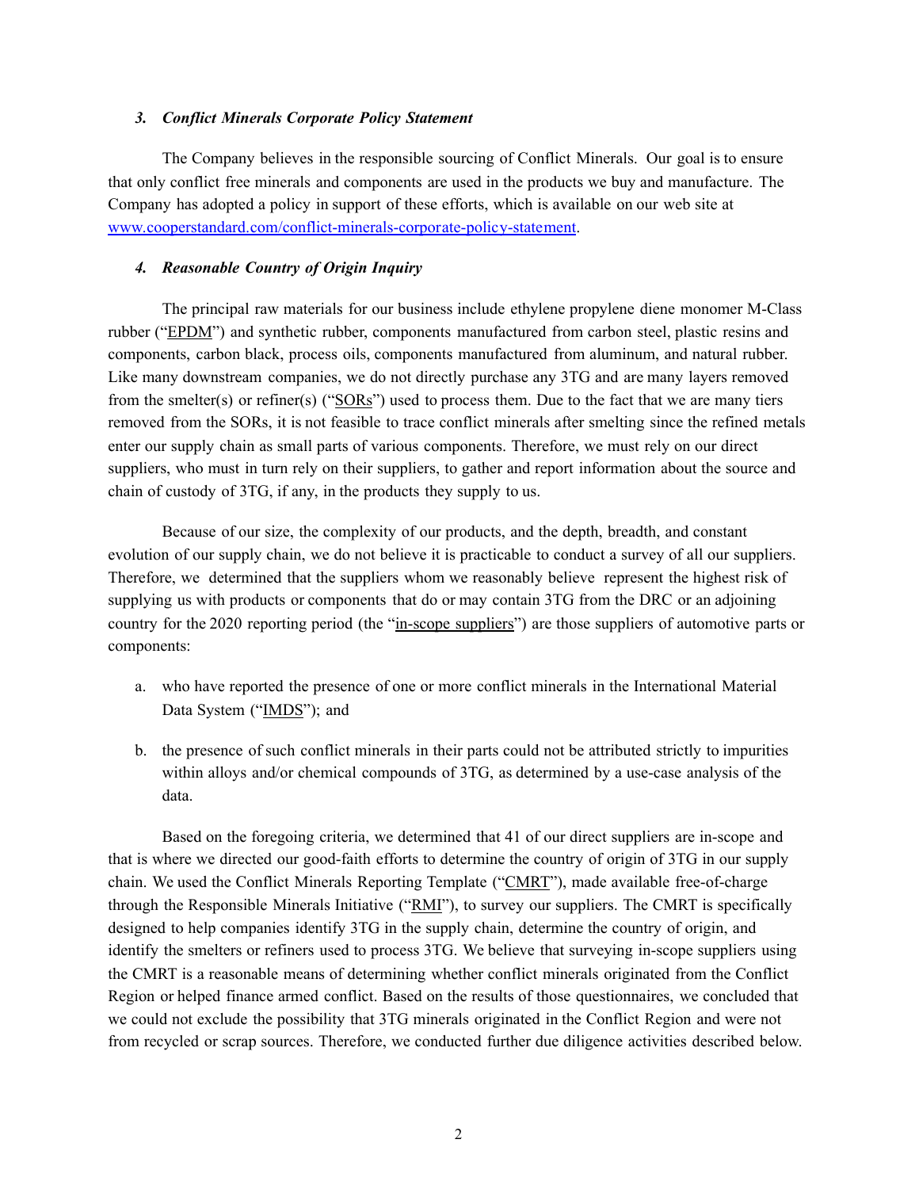### *3. Conflict Minerals Corporate Policy Statement*

The Company believes in the responsible sourcing of Conflict Minerals. Our goal is to ensure that only conflict free minerals and components are used in the products we buy and manufacture. The Company has adopted a policy in support of these efforts, which is available on our web site at www.cooperstandard.com/conflict-minerals-corporate-policy-statement.

### *4. Reasonable Country of Origin Inquiry*

The principal raw materials for our business include ethylene propylene diene monomer M-Class rubber ("EPDM") and synthetic rubber, components manufactured from carbon steel, plastic resins and components, carbon black, process oils, components manufactured from aluminum, and natural rubber. Like many downstream companies, we do not directly purchase any 3TG and are many layers removed from the smelter(s) or refiner(s) ("SORs") used to process them. Due to the fact that we are many tiers removed from the SORs, it is not feasible to trace conflict minerals after smelting since the refined metals enter our supply chain as small parts of various components. Therefore, we must rely on our direct suppliers, who must in turn rely on their suppliers, to gather and report information about the source and chain of custody of 3TG, if any, in the products they supply to us.

Because of our size, the complexity of our products, and the depth, breadth, and constant evolution of our supply chain, we do not believe it is practicable to conduct a survey of all our suppliers. Therefore, we determined that the suppliers whom we reasonably believe represent the highest risk of supplying us with products or components that do or may contain 3TG from the DRC or an adjoining country for the 2020 reporting period (the "in-scope suppliers") are those suppliers of automotive parts or components:

a. who have reported the presence of one or more conflict minerals in the International Material Data System ("IMDS"); and

b. the presence of such conflict minerals in their parts could not be attributed strictly to impurities within alloys and/or chemical compounds of 3TG, as determined by a use-case analysis of the data.

Based on the foregoing criteria, we determined that 41 of our direct suppliers are in-scope and that is where we directed our good-faith efforts to determine the country of origin of 3TG in our supply chain. We used the Conflict Minerals Reporting Template ("CMRT"), made available free-of-charge through the Responsible Minerals Initiative ("RMI"), to survey our suppliers. The CMRT is specifically designed to help companies identify 3TG in the supply chain, determine the country of origin, and identify the smelters or refiners used to process 3TG. We believe that surveying in-scope suppliers using the CMRT is a reasonable means of determining whether conflict minerals originated from the Conflict Region or helped finance armed conflict. Based on the results of those questionnaires, we concluded that we could not exclude the possibility that 3TG minerals originated in the Conflict Region and were not from recycled or scrap sources. Therefore, we conducted further due diligence activities described below.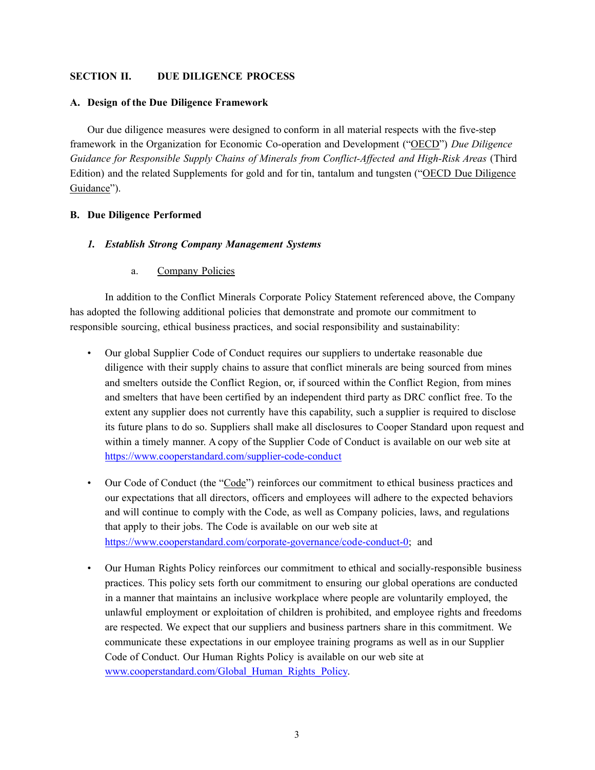## SECTION II. DUE DILIGENCE PROCESS

### A. Design of the Due Diligence Framework

Our due diligence measures were designed to conform in all material respects with the five-step framework in the Organization for Economic Co-operation and Development ("OECD") *Due Diligence Guidance for Responsible Supply Chains of Minerals from Conflict-Affected and High-Risk Areas* (Third Edition) and the related Supplements for gold and for tin, tantalum and tungsten ("OECD Due Diligence Guidance").

### B. Due Diligence Performed

#### *1. Establish Strong Company Management Systems*

a. Company Policies

In addition to the Conflict Minerals Corporate Policy Statement referenced above, the Company has adopted the following additional policies that demonstrate and promote our commitment to responsible sourcing, ethical business practices, and social responsibility and sustainability:

- Our global Supplier Code of Conduct requires our suppliers to undertake reasonable due diligence with their supply chains to assure that conflict minerals are being sourced from mines and smelters outside the Conflict Region, or, if sourced within the Conflict Region, from mines and smelters that have been certified by an independent third party as DRC conflict free. To the extent any supplier does not currently have this capability, such a supplier is required to disclose its future plans to do so. Suppliers shall make all disclosures to Cooper Standard upon request and within a timely manner. A copy of the Supplier Code of Conduct is available on our web site at https://www.cooperstandard.com/supplier-code-conduct

- Our Code of Conduct (the "Code") reinforces our commitment to ethical business practices and our expectations that all directors, officers and employees will adhere to the expected behaviors and will continue to comply with the Code, as well as Company policies, laws, and regulations that apply to their jobs. The Code is available on our web site at https://www.cooperstandard.com/corporate-governance/code-conduct-0; and

- Our Human Rights Policy reinforces our commitment to ethical and socially-responsible business practices. This policy sets forth our commitment to ensuring our global operations are conducted in a manner that maintains an inclusive workplace where people are voluntarily employed, the unlawful employment or exploitation of children is prohibited, and employee rights and freedoms are respected. We expect that our suppliers and business partners share in this commitment. We communicate these expectations in our employee training programs as well as in our Supplier Code of Conduct. Our Human Rights Policy is available on our web site at www.cooperstandard.com/Global_Human_Rights_Policy.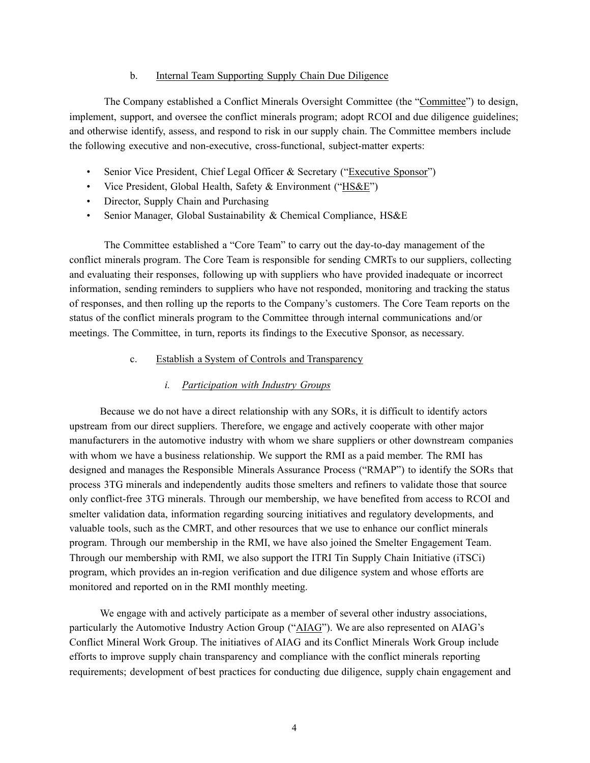b. Internal Team Supporting Supply Chain Due Diligence

The Company established a Conflict Minerals Oversight Committee (the "Committee") to design, implement, support, and oversee the conflict minerals program; adopt RCOI and due diligence guidelines; and otherwise identify, assess, and respond to risk in our supply chain. The Committee members include the following executive and non-executive, cross-functional, subject-matter experts:

- Senior Vice President, Chief Legal Officer & Secretary ("Executive Sponsor")
- Vice President, Global Health, Safety & Environment ("HS&E")
- Director, Supply Chain and Purchasing
- Senior Manager, Global Sustainability & Chemical Compliance, HS&E

The Committee established a "Core Team" to carry out the day-to-day management of the conflict minerals program. The Core Team is responsible for sending CMRTs to our suppliers, collecting and evaluating their responses, following up with suppliers who have provided inadequate or incorrect information, sending reminders to suppliers who have not responded, monitoring and tracking the status of responses, and then rolling up the reports to the Company's customers. The Core Team reports on the status of the conflict minerals program to the Committee through internal communications and/or meetings. The Committee, in turn, reports its findings to the Executive Sponsor, as necessary.

c. Establish a System of Controls and Transparency

*i. Participation with Industry Groups*

Because we do not have a direct relationship with any SORs, it is difficult to identify actors upstream from our direct suppliers. Therefore, we engage and actively cooperate with other major manufacturers in the automotive industry with whom we share suppliers or other downstream companies with whom we have a business relationship. We support the RMI as a paid member. The RMI has designed and manages the Responsible Minerals Assurance Process ("RMAP") to identify the SORs that process 3TG minerals and independently audits those smelters and refiners to validate those that source only conflict-free 3TG minerals. Through our membership, we have benefited from access to RCOI and smelter validation data, information regarding sourcing initiatives and regulatory developments, and valuable tools, such as the CMRT, and other resources that we use to enhance our conflict minerals program. Through our membership in the RMI, we have also joined the Smelter Engagement Team. Through our membership with RMI, we also support the ITRI Tin Supply Chain Initiative (iTSCi) program, which provides an in-region verification and due diligence system and whose efforts are monitored and reported on in the RMI monthly meeting.

We engage with and actively participate as a member of several other industry associations, particularly the Automotive Industry Action Group ("AIAG"). We are also represented on AIAG's Conflict Mineral Work Group. The initiatives of AIAG and its Conflict Minerals Work Group include efforts to improve supply chain transparency and compliance with the conflict minerals reporting requirements; development of best practices for conducting due diligence, supply chain engagement and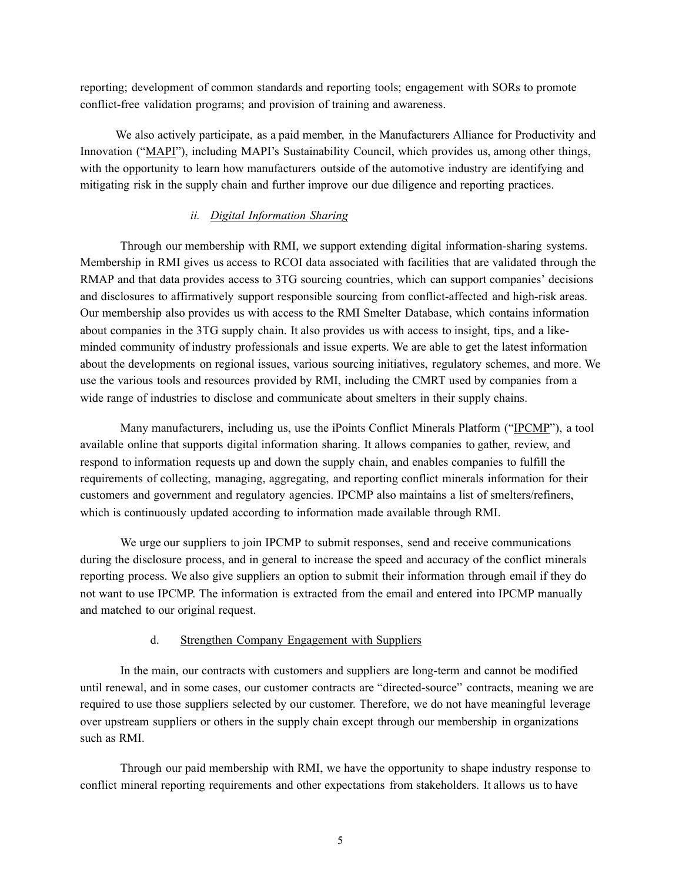reporting; development of common standards and reporting tools; engagement with SORs to promote conflict-free validation programs; and provision of training and awareness.

We also actively participate, as a paid member, in the Manufacturers Alliance for Productivity and Innovation ("MAPI"), including MAPI's Sustainability Council, which provides us, among other things, with the opportunity to learn how manufacturers outside of the automotive industry are identifying and mitigating risk in the supply chain and further improve our due diligence and reporting practices.

#### *ii. Digital Information Sharing*

Through our membership with RMI, we support extending digital information-sharing systems. Membership in RMI gives us access to RCOI data associated with facilities that are validated through the RMAP and that data provides access to 3TG sourcing countries, which can support companies' decisions and disclosures to affirmatively support responsible sourcing from conflict-affected and high-risk areas. Our membership also provides us with access to the RMI Smelter Database, which contains information about companies in the 3TG supply chain. It also provides us with access to insight, tips, and a like-minded community of industry professionals and issue experts. We are able to get the latest information about the developments on regional issues, various sourcing initiatives, regulatory schemes, and more. We use the various tools and resources provided by RMI, including the CMRT used by companies from a wide range of industries to disclose and communicate about smelters in their supply chains.

Many manufacturers, including us, use the iPoints Conflict Minerals Platform ("IPCMP"), a tool available online that supports digital information sharing. It allows companies to gather, review, and respond to information requests up and down the supply chain, and enables companies to fulfill the requirements of collecting, managing, aggregating, and reporting conflict minerals information for their customers and government and regulatory agencies. IPCMP also maintains a list of smelters/refiners, which is continuously updated according to information made available through RMI.

We urge our suppliers to join IPCMP to submit responses, send and receive communications during the disclosure process, and in general to increase the speed and accuracy of the conflict minerals reporting process. We also give suppliers an option to submit their information through email if they do not want to use IPCMP. The information is extracted from the email and entered into IPCMP manually and matched to our original request.

### d. Strengthen Company Engagement with Suppliers

In the main, our contracts with customers and suppliers are long-term and cannot be modified until renewal, and in some cases, our customer contracts are "directed-source" contracts, meaning we are required to use those suppliers selected by our customer. Therefore, we do not have meaningful leverage over upstream suppliers or others in the supply chain except through our membership in organizations such as RMI.

Through our paid membership with RMI, we have the opportunity to shape industry response to conflict mineral reporting requirements and other expectations from stakeholders. It allows us to have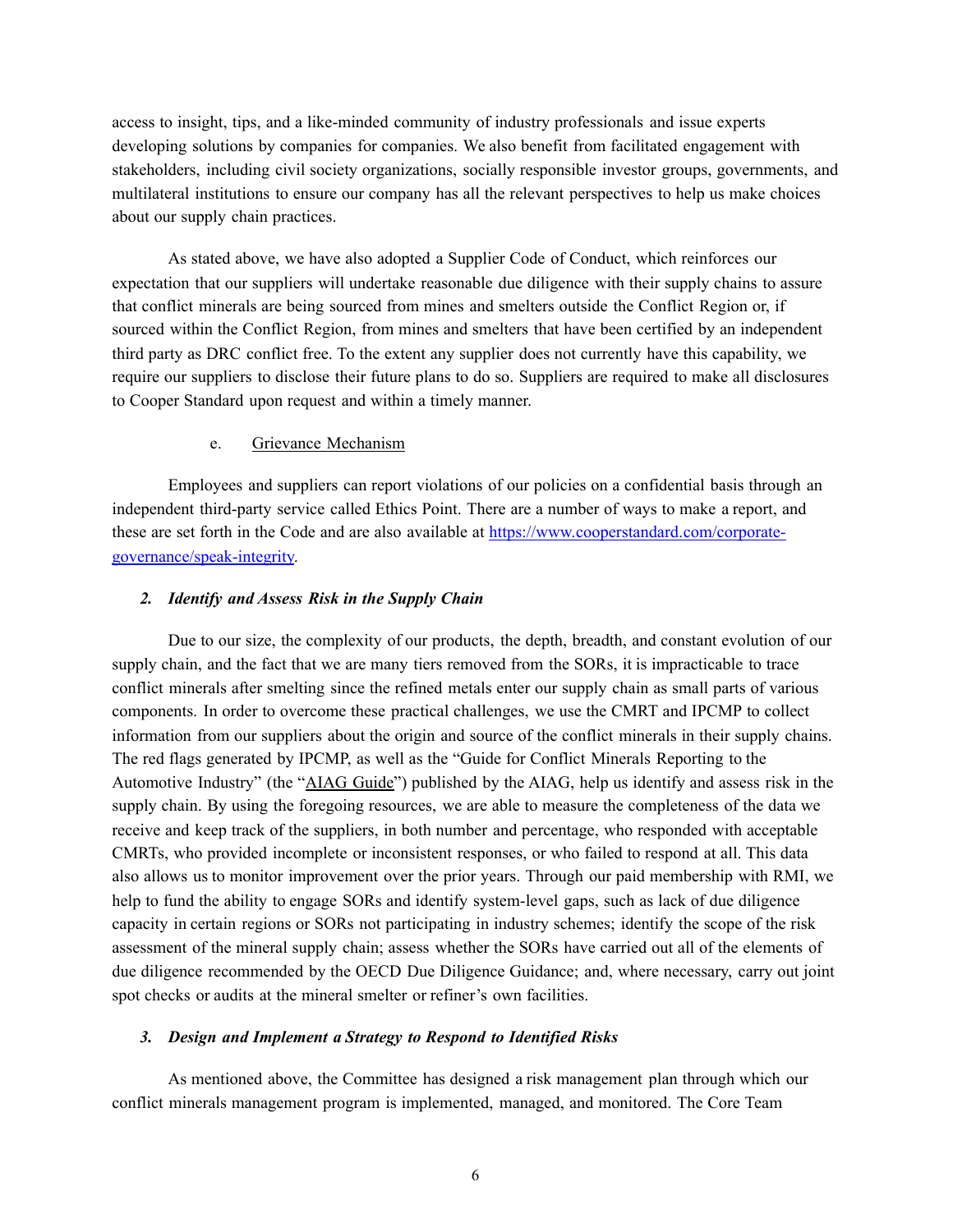access to insight, tips, and a like-minded community of industry professionals and issue experts developing solutions by companies for companies. We also benefit from facilitated engagement with stakeholders, including civil society organizations, socially responsible investor groups, governments, and multilateral institutions to ensure our company has all the relevant perspectives to help us make choices about our supply chain practices.

As stated above, we have also adopted a Supplier Code of Conduct, which reinforces our expectation that our suppliers will undertake reasonable due diligence with their supply chains to assure that conflict minerals are being sourced from mines and smelters outside the Conflict Region or, if sourced within the Conflict Region, from mines and smelters that have been certified by an independent third party as DRC conflict free. To the extent any supplier does not currently have this capability, we require our suppliers to disclose their future plans to do so. Suppliers are required to make all disclosures to Cooper Standard upon request and within a timely manner.

e. Grievance Mechanism

Employees and suppliers can report violations of our policies on a confidential basis through an independent third-party service called Ethics Point. There are a number of ways to make a report, and these are set forth in the Code and are also available at [https://www.cooperstandard.com/corporate-governance/speak-integrity](https://www.cooperstandard.com/corporate-governance/speak-integrity).

### *2. Identify and Assess Risk in the Supply Chain*

Due to our size, the complexity of our products, the depth, breadth, and constant evolution of our supply chain, and the fact that we are many tiers removed from the SORs, it is impracticable to trace conflict minerals after smelting since the refined metals enter our supply chain as small parts of various components. In order to overcome these practical challenges, we use the CMRT and IPCMP to collect information from our suppliers about the origin and source of the conflict minerals in their supply chains. The red flags generated by IPCMP, as well as the "Guide for Conflict Minerals Reporting to the Automotive Industry" (the "AIAG Guide") published by the AIAG, help us identify and assess risk in the supply chain. By using the foregoing resources, we are able to measure the completeness of the data we receive and keep track of the suppliers, in both number and percentage, who responded with acceptable CMRTs, who provided incomplete or inconsistent responses, or who failed to respond at all. This data also allows us to monitor improvement over the prior years. Through our paid membership with RMI, we help to fund the ability to engage SORs and identify system-level gaps, such as lack of due diligence capacity in certain regions or SORs not participating in industry schemes; identify the scope of the risk assessment of the mineral supply chain; assess whether the SORs have carried out all of the elements of due diligence recommended by the OECD Due Diligence Guidance; and, where necessary, carry out joint spot checks or audits at the mineral smelter or refiner's own facilities.

### *3. Design and Implement a Strategy to Respond to Identified Risks*

As mentioned above, the Committee has designed a risk management plan through which our conflict minerals management program is implemented, managed, and monitored. The Core Team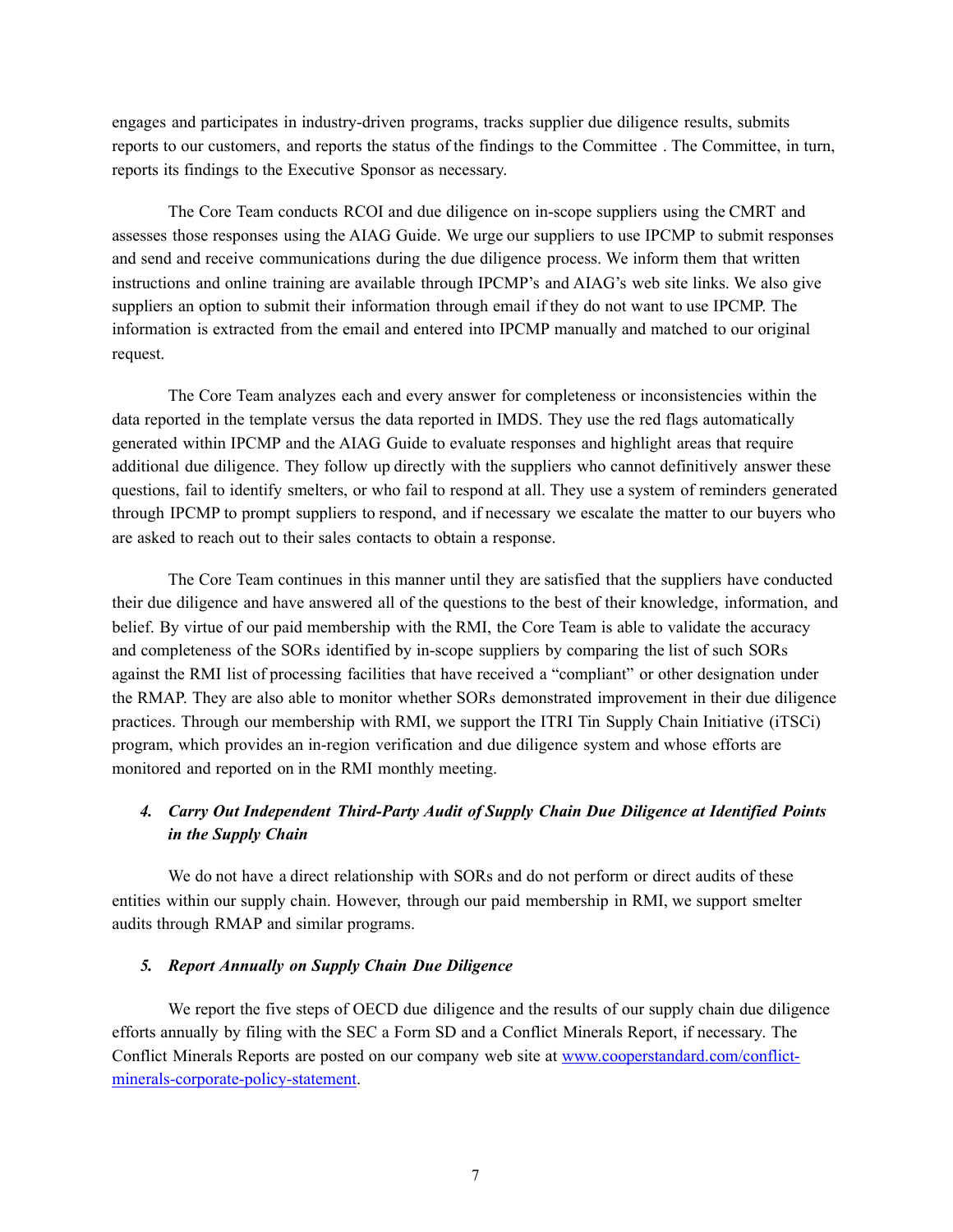engages and participates in industry-driven programs, tracks supplier due diligence results, submits reports to our customers, and reports the status of the findings to the Committee . The Committee, in turn, reports its findings to the Executive Sponsor as necessary.

The Core Team conducts RCOI and due diligence on in-scope suppliers using the CMRT and assesses those responses using the AIAG Guide. We urge our suppliers to use IPCMP to submit responses and send and receive communications during the due diligence process. We inform them that written instructions and online training are available through IPCMP's and AIAG's web site links. We also give suppliers an option to submit their information through email if they do not want to use IPCMP. The information is extracted from the email and entered into IPCMP manually and matched to our original request.

The Core Team analyzes each and every answer for completeness or inconsistencies within the data reported in the template versus the data reported in IMDS. They use the red flags automatically generated within IPCMP and the AIAG Guide to evaluate responses and highlight areas that require additional due diligence. They follow up directly with the suppliers who cannot definitively answer these questions, fail to identify smelters, or who fail to respond at all. They use a system of reminders generated through IPCMP to prompt suppliers to respond, and if necessary we escalate the matter to our buyers who are asked to reach out to their sales contacts to obtain a response.

The Core Team continues in this manner until they are satisfied that the suppliers have conducted their due diligence and have answered all of the questions to the best of their knowledge, information, and belief. By virtue of our paid membership with the RMI, the Core Team is able to validate the accuracy and completeness of the SORs identified by in-scope suppliers by comparing the list of such SORs against the RMI list of processing facilities that have received a "compliant" or other designation under the RMAP. They are also able to monitor whether SORs demonstrated improvement in their due diligence practices. Through our membership with RMI, we support the ITRI Tin Supply Chain Initiative (iTSCi) program, which provides an in-region verification and due diligence system and whose efforts are monitored and reported on in the RMI monthly meeting.

### *4. Carry Out Independent Third-Party Audit of Supply Chain Due Diligence at Identified Points in the Supply Chain*

We do not have a direct relationship with SORs and do not perform or direct audits of these entities within our supply chain. However, through our paid membership in RMI, we support smelter audits through RMAP and similar programs.

### *5. Report Annually on Supply Chain Due Diligence*

We report the five steps of OECD due diligence and the results of our supply chain due diligence efforts annually by filing with the SEC a Form SD and a Conflict Minerals Report, if necessary. The Conflict Minerals Reports are posted on our company web site at [www.cooperstandard.com/conflict-minerals-corporate-policy-statement](http://www.cooperstandard.com/conflict-minerals-corporate-policy-statement).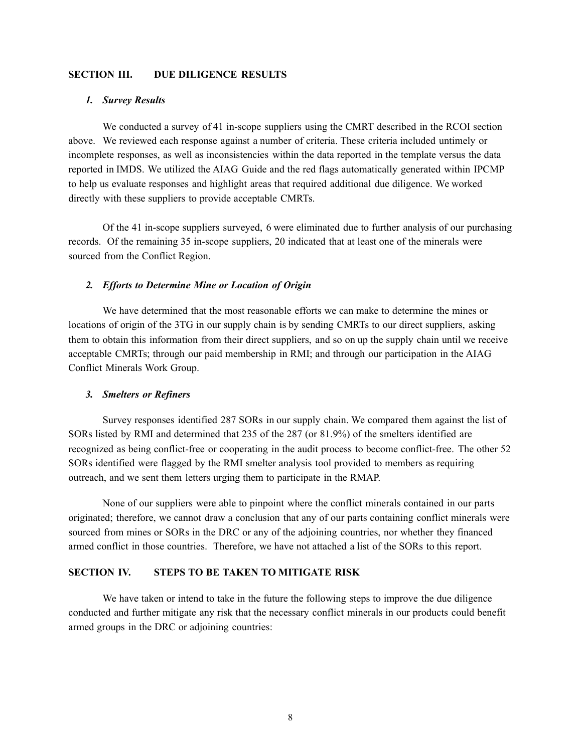## SECTION III. DUE DILIGENCE RESULTS

### *1. Survey Results*

We conducted a survey of 41 in-scope suppliers using the CMRT described in the RCOI section above. We reviewed each response against a number of criteria. These criteria included untimely or incomplete responses, as well as inconsistencies within the data reported in the template versus the data reported in IMDS. We utilized the AIAG Guide and the red flags automatically generated within IPCMP to help us evaluate responses and highlight areas that required additional due diligence. We worked directly with these suppliers to provide acceptable CMRTs.

Of the 41 in-scope suppliers surveyed, 6 were eliminated due to further analysis of our purchasing records. Of the remaining 35 in-scope suppliers, 20 indicated that at least one of the minerals were sourced from the Conflict Region.

### *2. Efforts to Determine Mine or Location of Origin*

We have determined that the most reasonable efforts we can make to determine the mines or locations of origin of the 3TG in our supply chain is by sending CMRTs to our direct suppliers, asking them to obtain this information from their direct suppliers, and so on up the supply chain until we receive acceptable CMRTs; through our paid membership in RMI; and through our participation in the AIAG Conflict Minerals Work Group.

### *3. Smelters or Refiners*

Survey responses identified 287 SORs in our supply chain. We compared them against the list of SORs listed by RMI and determined that 235 of the 287 (or 81.9%) of the smelters identified are recognized as being conflict-free or cooperating in the audit process to become conflict-free. The other 52 SORs identified were flagged by the RMI smelter analysis tool provided to members as requiring outreach, and we sent them letters urging them to participate in the RMAP.

None of our suppliers were able to pinpoint where the conflict minerals contained in our parts originated; therefore, we cannot draw a conclusion that any of our parts containing conflict minerals were sourced from mines or SORs in the DRC or any of the adjoining countries, nor whether they financed armed conflict in those countries. Therefore, we have not attached a list of the SORs to this report.

## SECTION IV. STEPS TO BE TAKEN TO MITIGATE RISK

We have taken or intend to take in the future the following steps to improve the due diligence conducted and further mitigate any risk that the necessary conflict minerals in our products could benefit armed groups in the DRC or adjoining countries: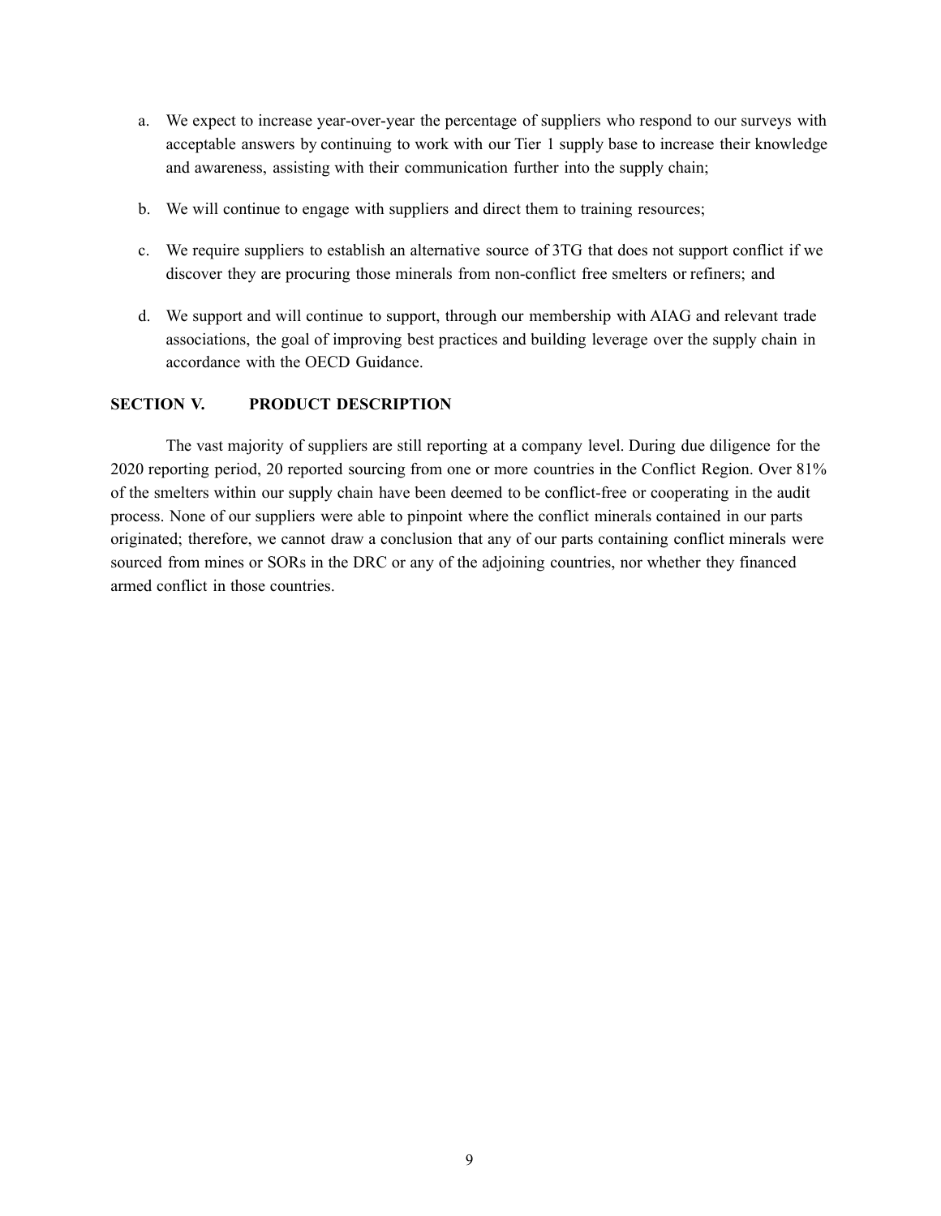a. We expect to increase year-over-year the percentage of suppliers who respond to our surveys with acceptable answers by continuing to work with our Tier 1 supply base to increase their knowledge and awareness, assisting with their communication further into the supply chain;

b. We will continue to engage with suppliers and direct them to training resources;

c. We require suppliers to establish an alternative source of 3TG that does not support conflict if we discover they are procuring those minerals from non-conflict free smelters or refiners; and

d. We support and will continue to support, through our membership with AIAG and relevant trade associations, the goal of improving best practices and building leverage over the supply chain in accordance with the OECD Guidance.

## SECTION V. PRODUCT DESCRIPTION

The vast majority of suppliers are still reporting at a company level. During due diligence for the 2020 reporting period, 20 reported sourcing from one or more countries in the Conflict Region. Over 81% of the smelters within our supply chain have been deemed to be conflict-free or cooperating in the audit process. None of our suppliers were able to pinpoint where the conflict minerals contained in our parts originated; therefore, we cannot draw a conclusion that any of our parts containing conflict minerals were sourced from mines or SORs in the DRC or any of the adjoining countries, nor whether they financed armed conflict in those countries.